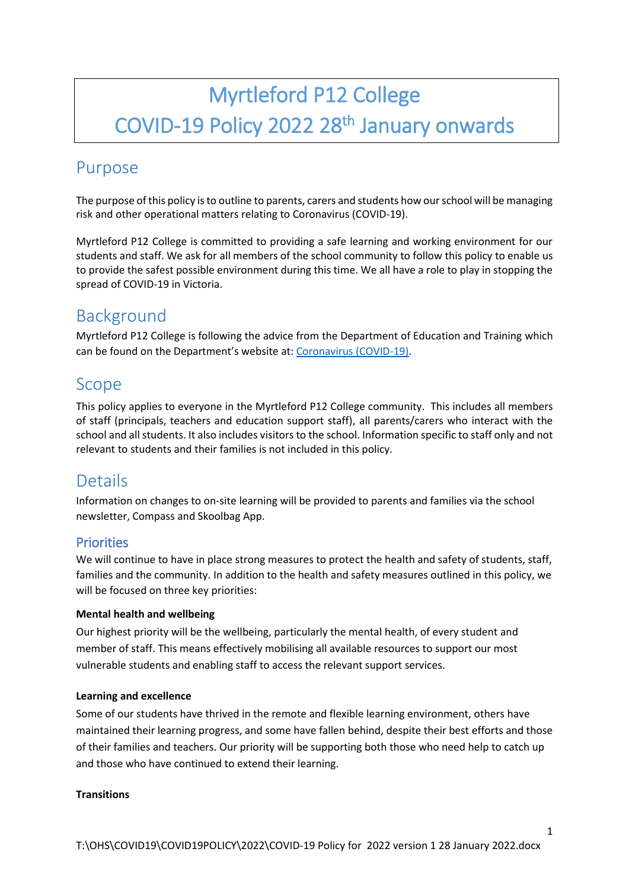# Myrtleford P12 College
# COVID-19 Policy 2022 28th January onwards

## Purpose

The purpose of this policy is to outline to parents, carers and students how our school will be managing risk and other operational matters relating to Coronavirus (COVID-19).

Myrtleford P12 College is committed to providing a safe learning and working environment for our students and staff. We ask for all members of the school community to follow this policy to enable us to provide the safest possible environment during this time. We all have a role to play in stopping the spread of COVID-19 in Victoria.

## Background

Myrtleford P12 College is following the advice from the Department of Education and Training which can be found on the Department's website at: [Coronavirus (COVID-19)](https://www.education.vic.gov.au).

## Scope

This policy applies to everyone in the Myrtleford P12 College community. This includes all members of staff (principals, teachers and education support staff), all parents/carers who interact with the school and all students. It also includes visitors to the school. Information specific to staff only and not relevant to students and their families is not included in this policy.

## Details

Information on changes to on-site learning will be provided to parents and families via the school newsletter, Compass and Skoolbag App.

### Priorities

We will continue to have in place strong measures to protect the health and safety of students, staff, families and the community. In addition to the health and safety measures outlined in this policy, we will be focused on three key priorities:

**Mental health and wellbeing**

Our highest priority will be the wellbeing, particularly the mental health, of every student and member of staff. This means effectively mobilising all available resources to support our most vulnerable students and enabling staff to access the relevant support services.

**Learning and excellence**

Some of our students have thrived in the remote and flexible learning environment, others have maintained their learning progress, and some have fallen behind, despite their best efforts and those of their families and teachers. Our priority will be supporting both those who need help to catch up and those who have continued to extend their learning.

**Transitions**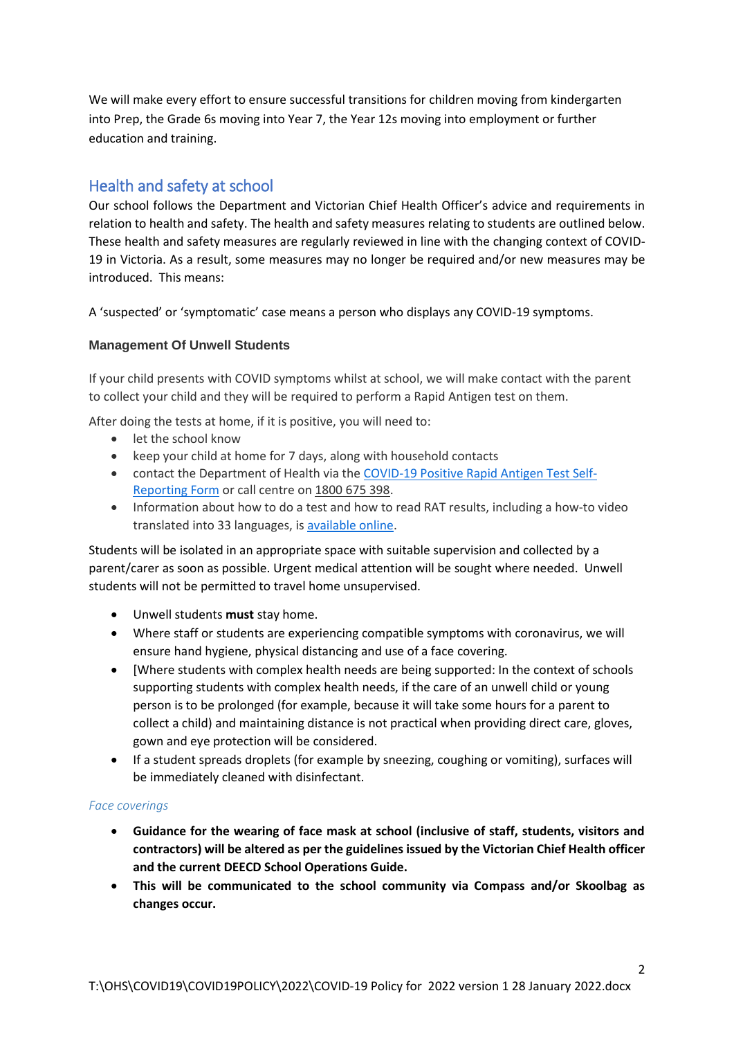We will make every effort to ensure successful transitions for children moving from kindergarten into Prep, the Grade 6s moving into Year 7, the Year 12s moving into employment or further education and training.

## Health and safety at school

Our school follows the Department and Victorian Chief Health Officer's advice and requirements in relation to health and safety. The health and safety measures relating to students are outlined below. These health and safety measures are regularly reviewed in line with the changing context of COVID-19 in Victoria. As a result, some measures may no longer be required and/or new measures may be introduced. This means:

A 'suspected' or 'symptomatic' case means a person who displays any COVID-19 symptoms.

### Management Of Unwell Students

If your child presents with COVID symptoms whilst at school, we will make contact with the parent to collect your child and they will be required to perform a Rapid Antigen test on them.

After doing the tests at home, if it is positive, you will need to:

- let the school know
- keep your child at home for 7 days, along with household contacts
- contact the Department of Health via the COVID-19 Positive Rapid Antigen Test Self-Reporting Form or call centre on 1800 675 398.
- Information about how to do a test and how to read RAT results, including a how-to video translated into 33 languages, is available online.

Students will be isolated in an appropriate space with suitable supervision and collected by a parent/carer as soon as possible. Urgent medical attention will be sought where needed. Unwell students will not be permitted to travel home unsupervised.

- Unwell students **must** stay home.
- Where staff or students are experiencing compatible symptoms with coronavirus, we will ensure hand hygiene, physical distancing and use of a face covering.
- [Where students with complex health needs are being supported: In the context of schools supporting students with complex health needs, if the care of an unwell child or young person is to be prolonged (for example, because it will take some hours for a parent to collect a child) and maintaining distance is not practical when providing direct care, gloves, gown and eye protection will be considered.
- If a student spreads droplets (for example by sneezing, coughing or vomiting), surfaces will be immediately cleaned with disinfectant.

#### *Face coverings*

- **Guidance for the wearing of face mask at school (inclusive of staff, students, visitors and contractors) will be altered as per the guidelines issued by the Victorian Chief Health officer and the current DEECD School Operations Guide.**
- **This will be communicated to the school community via Compass and/or Skoolbag as changes occur.**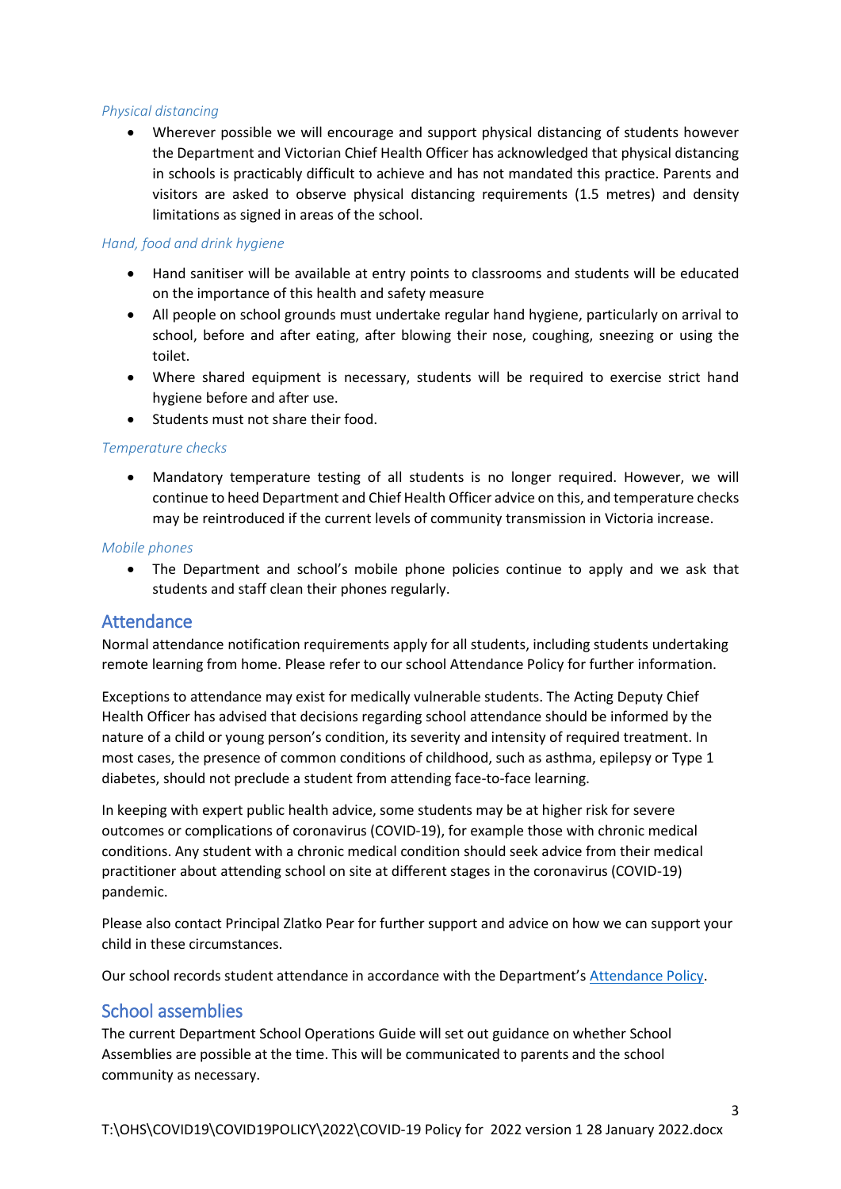### *Physical distancing*

- Wherever possible we will encourage and support physical distancing of students however the Department and Victorian Chief Health Officer has acknowledged that physical distancing in schools is practicably difficult to achieve and has not mandated this practice. Parents and visitors are asked to observe physical distancing requirements (1.5 metres) and density limitations as signed in areas of the school.

### *Hand, food and drink hygiene*

- Hand sanitiser will be available at entry points to classrooms and students will be educated on the importance of this health and safety measure
- All people on school grounds must undertake regular hand hygiene, particularly on arrival to school, before and after eating, after blowing their nose, coughing, sneezing or using the toilet.
- Where shared equipment is necessary, students will be required to exercise strict hand hygiene before and after use.
- Students must not share their food.

### *Temperature checks*

- Mandatory temperature testing of all students is no longer required. However, we will continue to heed Department and Chief Health Officer advice on this, and temperature checks may be reintroduced if the current levels of community transmission in Victoria increase.

### *Mobile phones*

- The Department and school's mobile phone policies continue to apply and we ask that students and staff clean their phones regularly.

## Attendance

Normal attendance notification requirements apply for all students, including students undertaking remote learning from home. Please refer to our school Attendance Policy for further information.

Exceptions to attendance may exist for medically vulnerable students. The Acting Deputy Chief Health Officer has advised that decisions regarding school attendance should be informed by the nature of a child or young person's condition, its severity and intensity of required treatment. In most cases, the presence of common conditions of childhood, such as asthma, epilepsy or Type 1 diabetes, should not preclude a student from attending face-to-face learning.

In keeping with expert public health advice, some students may be at higher risk for severe outcomes or complications of coronavirus (COVID-19), for example those with chronic medical conditions. Any student with a chronic medical condition should seek advice from their medical practitioner about attending school on site at different stages in the coronavirus (COVID-19) pandemic.

Please also contact Principal Zlatko Pear for further support and advice on how we can support your child in these circumstances.

Our school records student attendance in accordance with the Department's [Attendance Policy](#).

## School assemblies

The current Department School Operations Guide will set out guidance on whether School Assemblies are possible at the time. This will be communicated to parents and the school community as necessary.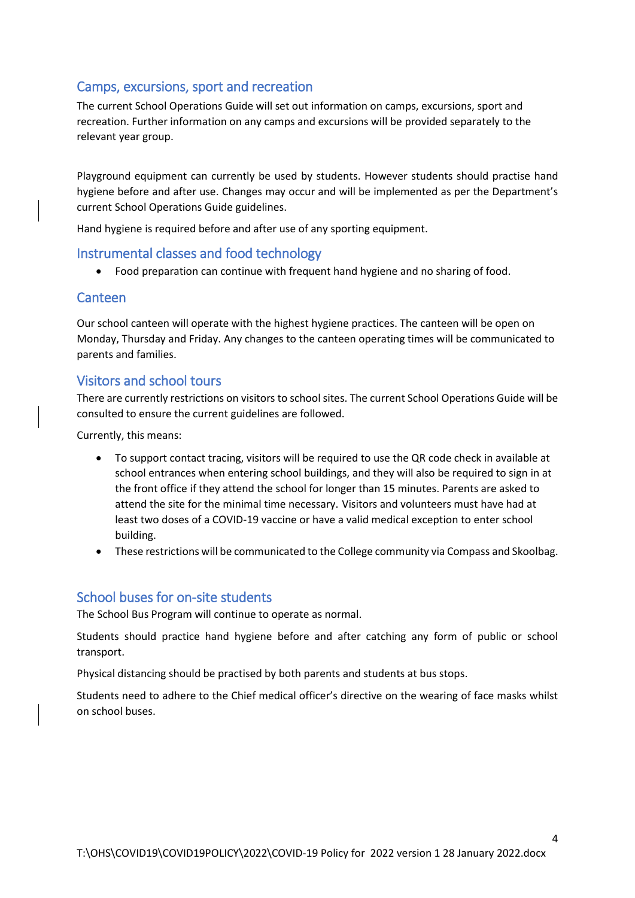## Camps, excursions, sport and recreation

The current School Operations Guide will set out information on camps, excursions, sport and recreation. Further information on any camps and excursions will be provided separately to the relevant year group.

Playground equipment can currently be used by students. However students should practise hand hygiene before and after use. Changes may occur and will be implemented as per the Department's current School Operations Guide guidelines.

Hand hygiene is required before and after use of any sporting equipment.

## Instrumental classes and food technology

- Food preparation can continue with frequent hand hygiene and no sharing of food.

## Canteen

Our school canteen will operate with the highest hygiene practices. The canteen will be open on Monday, Thursday and Friday. Any changes to the canteen operating times will be communicated to parents and families.

## Visitors and school tours

There are currently restrictions on visitors to school sites. The current School Operations Guide will be consulted to ensure the current guidelines are followed.

Currently, this means:

- To support contact tracing, visitors will be required to use the QR code check in available at school entrances when entering school buildings, and they will also be required to sign in at the front office if they attend the school for longer than 15 minutes. Parents are asked to attend the site for the minimal time necessary. Visitors and volunteers must have had at least two doses of a COVID-19 vaccine or have a valid medical exception to enter school building.
- These restrictions will be communicated to the College community via Compass and Skoolbag.

## School buses for on-site students

The School Bus Program will continue to operate as normal.

Students should practice hand hygiene before and after catching any form of public or school transport.

Physical distancing should be practised by both parents and students at bus stops.

Students need to adhere to the Chief medical officer's directive on the wearing of face masks whilst on school buses.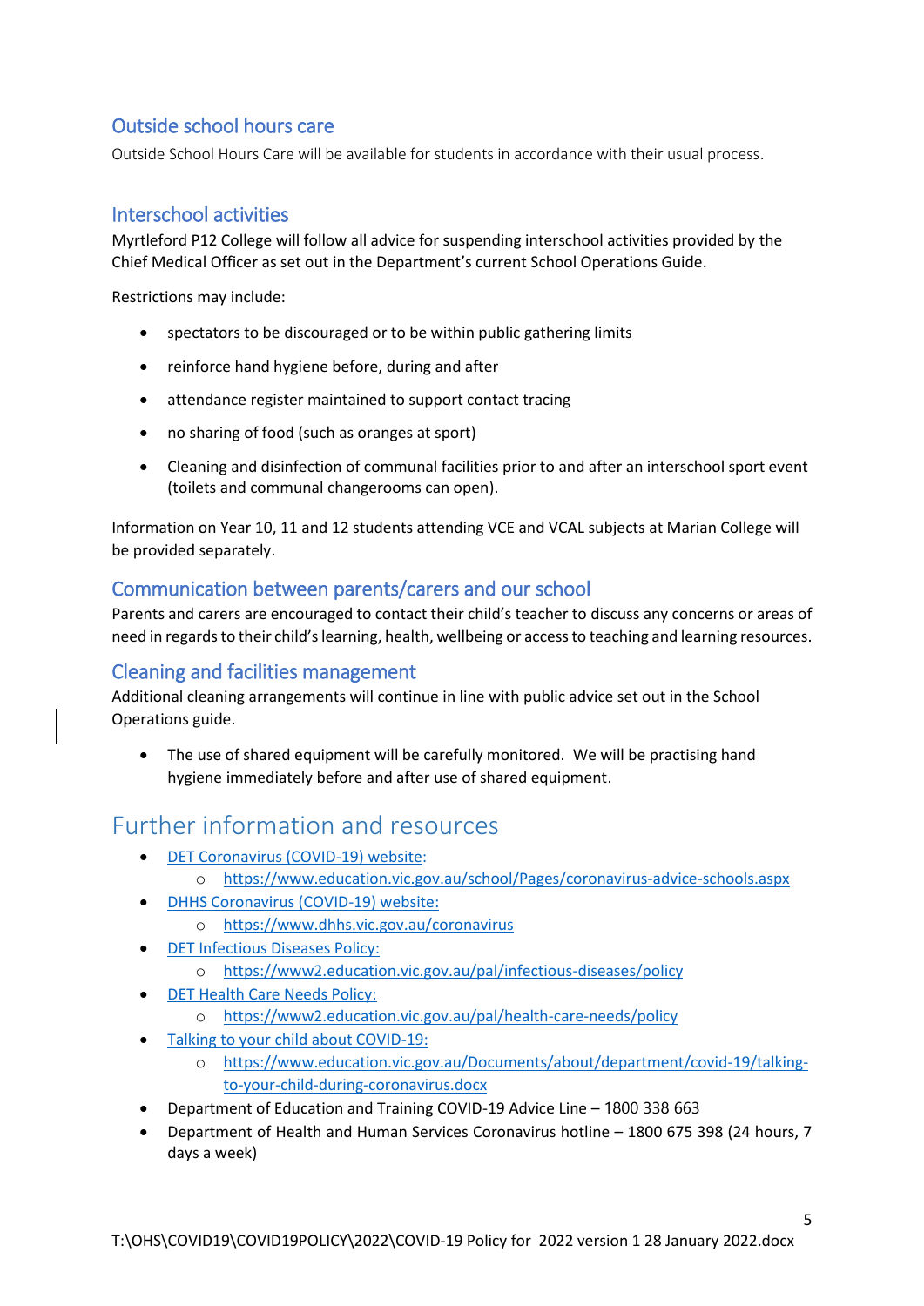## Outside school hours care

Outside School Hours Care will be available for students in accordance with their usual process.

## Interschool activities

Myrtleford P12 College will follow all advice for suspending interschool activities provided by the Chief Medical Officer as set out in the Department's current School Operations Guide.

Restrictions may include:

- spectators to be discouraged or to be within public gathering limits
- reinforce hand hygiene before, during and after
- attendance register maintained to support contact tracing
- no sharing of food (such as oranges at sport)
- Cleaning and disinfection of communal facilities prior to and after an interschool sport event (toilets and communal changerooms can open).

Information on Year 10, 11 and 12 students attending VCE and VCAL subjects at Marian College will be provided separately.

## Communication between parents/carers and our school

Parents and carers are encouraged to contact their child's teacher to discuss any concerns or areas of need in regards to their child's learning, health, wellbeing or access to teaching and learning resources.

## Cleaning and facilities management

Additional cleaning arrangements will continue in line with public advice set out in the School Operations guide.

- The use of shared equipment will be carefully monitored. We will be practising hand hygiene immediately before and after use of shared equipment.

# Further information and resources

- DET Coronavirus (COVID-19) website:
  - https://www.education.vic.gov.au/school/Pages/coronavirus-advice-schools.aspx
- DHHS Coronavirus (COVID-19) website:
  - https://www.dhhs.vic.gov.au/coronavirus
- DET Infectious Diseases Policy:
  - https://www2.education.vic.gov.au/pal/infectious-diseases/policy
- DET Health Care Needs Policy:
  - https://www2.education.vic.gov.au/pal/health-care-needs/policy
- Talking to your child about COVID-19:
  - https://www.education.vic.gov.au/Documents/about/department/covid-19/talking-to-your-child-during-coronavirus.docx
- Department of Education and Training COVID-19 Advice Line – 1800 338 663
- Department of Health and Human Services Coronavirus hotline – 1800 675 398 (24 hours, 7 days a week)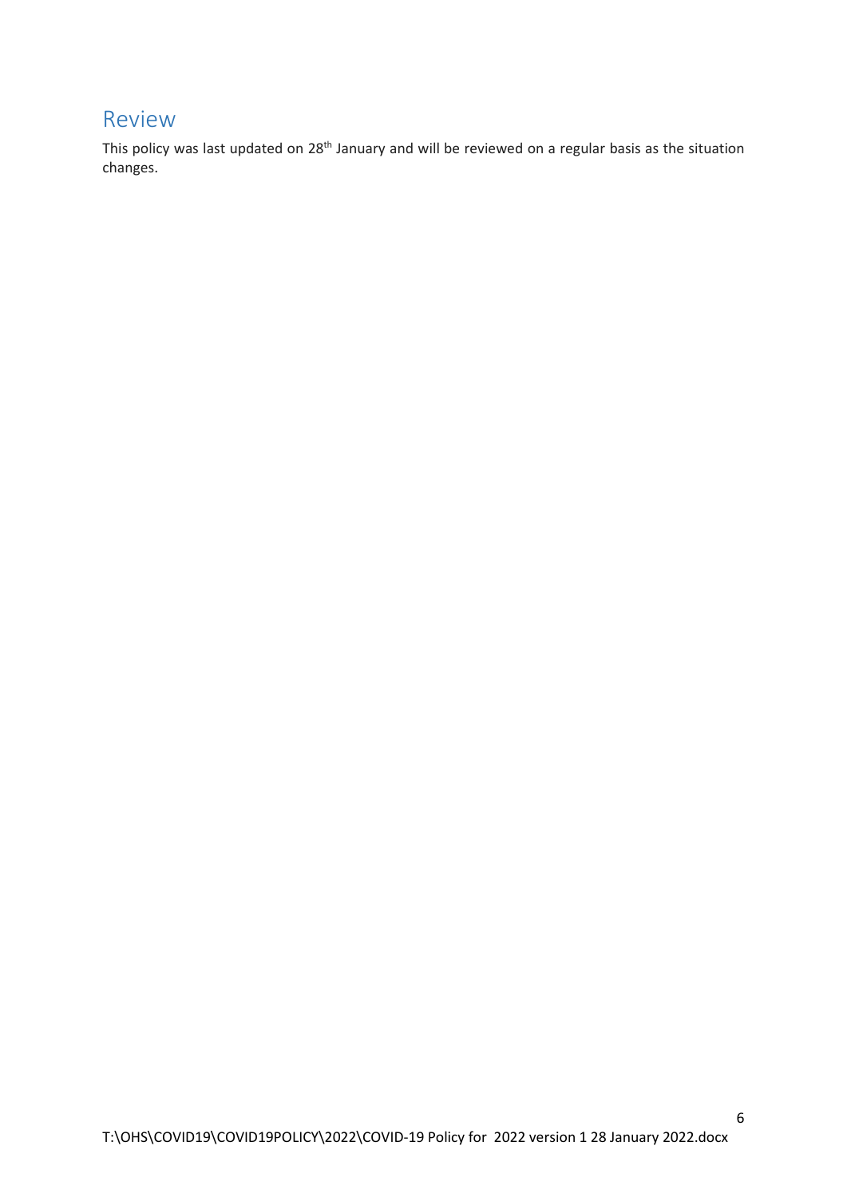## Review

This policy was last updated on 28th January and will be reviewed on a regular basis as the situation changes.